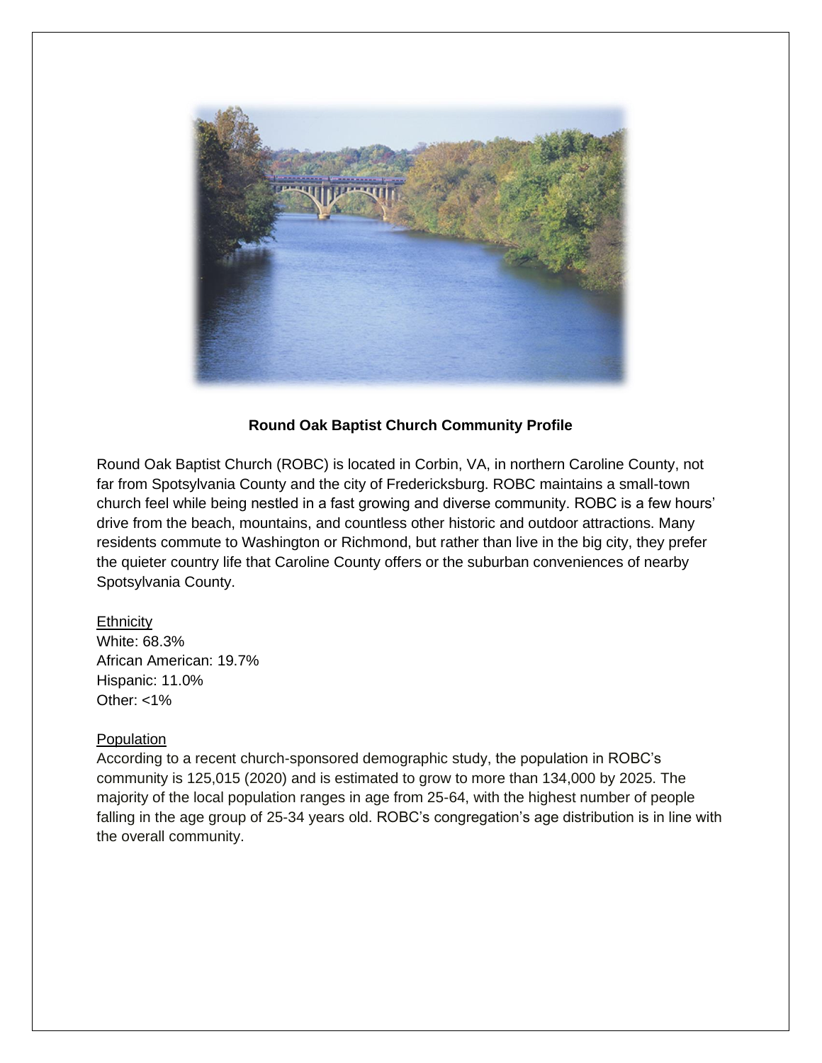**Round Oak Baptist Church Community Profile**

Round Oak Baptist Church (ROBC) is located in Corbin, VA, in northern Caroline County, not far from Spotsylvania County and the city of Fredericksburg. ROBC maintains a small-town church feel while being nestled in a fast growing and diverse community. ROBC is a few hours' drive from the beach, mountains, and countless other historic and outdoor attractions. Many residents commute to Washington or Richmond, but rather than live in the big city, they prefer the quieter country life that Caroline County offers or the suburban conveniences of nearby Spotsylvania County.

Ethnicity
White: 68.3%
African American: 19.7%
Hispanic: 11.0%
Other: <1%

Population
According to a recent church-sponsored demographic study, the population in ROBC's community is 125,015 (2020) and is estimated to grow to more than 134,000 by 2025. The majority of the local population ranges in age from 25-64, with the highest number of people falling in the age group of 25-34 years old. ROBC's congregation's age distribution is in line with the overall community.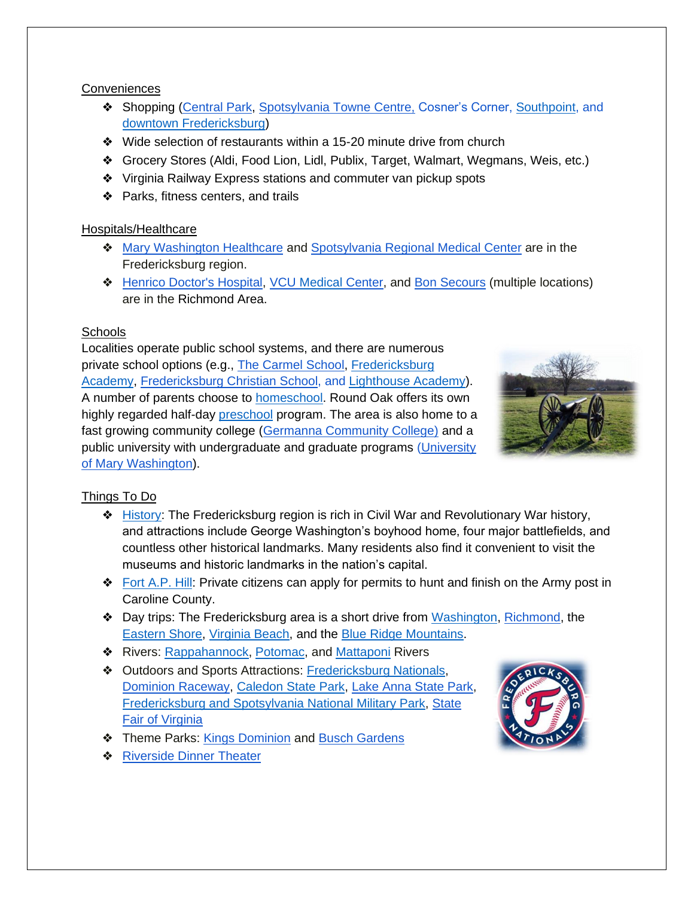Conveniences

- Shopping (Central Park, Spotsylvania Towne Centre, Cosner's Corner, Southpoint, and downtown Fredericksburg)
- Wide selection of restaurants within a 15-20 minute drive from church
- Grocery Stores (Aldi, Food Lion, Lidl, Publix, Target, Walmart, Wegmans, Weis, etc.)
- Virginia Railway Express stations and commuter van pickup spots
- Parks, fitness centers, and trails

Hospitals/Healthcare

- Mary Washington Healthcare and Spotsylvania Regional Medical Center are in the Fredericksburg region.
- Henrico Doctor's Hospital, VCU Medical Center, and Bon Secours (multiple locations) are in the Richmond Area.

Schools

Localities operate public school systems, and there are numerous private school options (e.g., The Carmel School, Fredericksburg Academy, Fredericksburg Christian School, and Lighthouse Academy). A number of parents choose to homeschool. Round Oak offers its own highly regarded half-day preschool program. The area is also home to a fast growing community college (Germanna Community College) and a public university with undergraduate and graduate programs (University of Mary Washington).

Things To Do

- History: The Fredericksburg region is rich in Civil War and Revolutionary War history, and attractions include George Washington's boyhood home, four major battlefields, and countless other historical landmarks. Many residents also find it convenient to visit the museums and historic landmarks in the nation's capital.
- Fort A.P. Hill: Private citizens can apply for permits to hunt and finish on the Army post in Caroline County.
- Day trips: The Fredericksburg area is a short drive from Washington, Richmond, the Eastern Shore, Virginia Beach, and the Blue Ridge Mountains.
- Rivers: Rappahannock, Potomac, and Mattaponi Rivers
- Outdoors and Sports Attractions: Fredericksburg Nationals, Dominion Raceway, Caledon State Park, Lake Anna State Park, Fredericksburg and Spotsylvania National Military Park, State Fair of Virginia
- Theme Parks: Kings Dominion and Busch Gardens
- Riverside Dinner Theater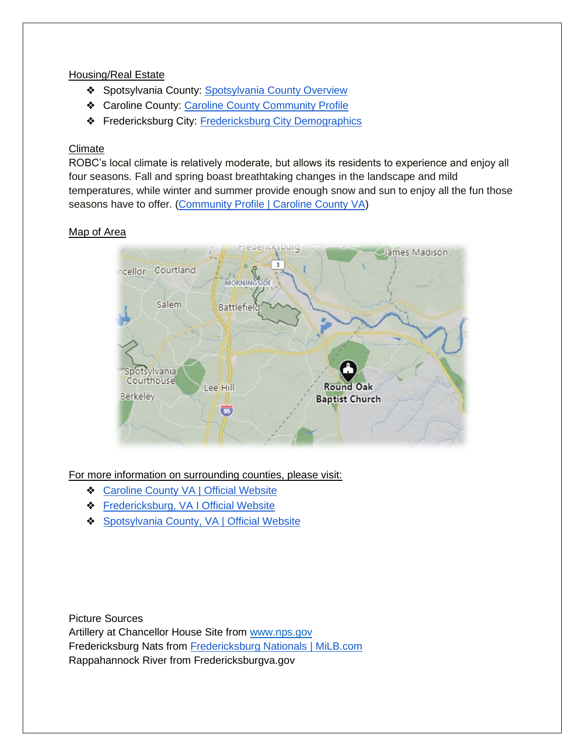Housing/Real Estate

- Spotsylvania County: Spotsylvania County Overview
- Caroline County: Caroline County Community Profile
- Fredericksburg City: Fredericksburg City Demographics

Climate

ROBC's local climate is relatively moderate, but allows its residents to experience and enjoy all four seasons. Fall and spring boast breathtaking changes in the landscape and mild temperatures, while winter and summer provide enough snow and sun to enjoy all the fun those seasons have to offer. (Community Profile | Caroline County VA)

Map of Area

For more information on surrounding counties, please visit:

- Caroline County VA | Official Website
- Fredericksburg, VA I Official Website
- Spotsylvania County, VA | Official Website

Picture Sources
Artillery at Chancellor House Site from www.nps.gov
Fredericksburg Nats from Fredericksburg Nationals | MiLB.com
Rappahannock River from Fredericksburgva.gov